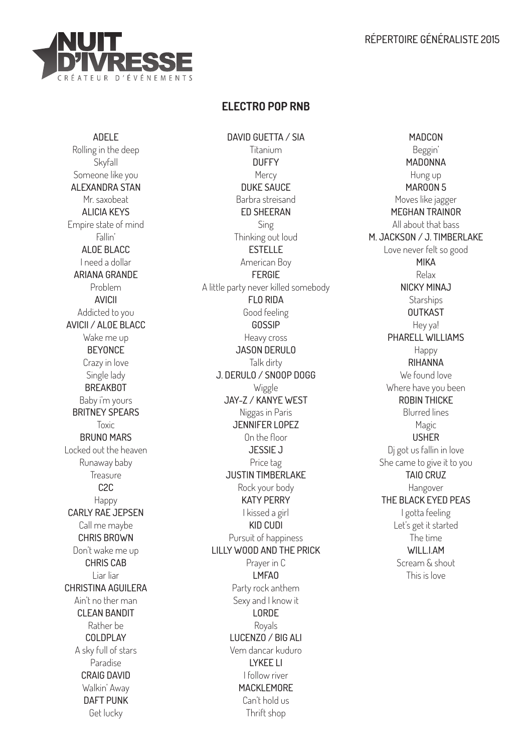NUIT D'IVRESSE
CRÉATEUR D'ÉVÉNEMENTS

RÉPERTOIRE GÉNÉRALISTE 2015

## ELECTRO POP RNB

ADELE
Rolling in the deep
Skyfall
Someone like you
ALEXANDRA STAN
Mr. saxobeat
ALICIA KEYS
Empire state of mind
Fallin'
ALOE BLACC
I need a dollar
ARIANA GRANDE
Problem
AVICII
Addicted to you
AVICII / ALOE BLACC
Wake me up
BEYONCE
Crazy in love
Single lady
BREAKBOT
Baby i'm yours
BRITNEY SPEARS
Toxic
BRUNO MARS
Locked out the heaven
Runaway baby
Treasure
C2C
Happy
CARLY RAE JEPSEN
Call me maybe
CHRIS BROWN
Don't wake me up
CHRIS CAB
Liar liar
CHRISTINA AGUILERA
Ain't no ther man
CLEAN BANDIT
Rather be
COLDPLAY
A sky full of stars
Paradise
CRAIG DAVID
Walkin' Away
DAFT PUNK
Get lucky

DAVID GUETTA / SIA
Titanium
DUFFY
Mercy
DUKE SAUCE
Barbra streisand
ED SHEERAN
Sing
Thinking out loud
ESTELLE
American Boy
FERGIE
A little party never killed somebody
FLO RIDA
Good feeling
GOSSIP
Heavy cross
JASON DERULO
Talk dirty
J. DERULO / SNOOP DOGG
Wiggle
JAY-Z / KANYE WEST
Niggas in Paris
JENNIFER LOPEZ
On the floor
JESSIE J
Price tag
JUSTIN TIMBERLAKE
Rock your body
KATY PERRY
I kissed a girl
KID CUDI
Pursuit of happiness
LILLY WOOD AND THE PRICK
Prayer in C
LMFAO
Party rock anthem
Sexy and I know it
LORDE
Royals
LUCENZO / BIG ALI
Vem dancar kuduro
LYKEE LI
I follow river
MACKLEMORE
Can't hold us
Thrift shop

MADCON
Beggin'
MADONNA
Hung up
MAROON 5
Moves like jagger
MEGHAN TRAINOR
All about that bass
M. JACKSON / J. TIMBERLAKE
Love never felt so good
MIKA
Relax
NICKY MINAJ
Starships
OUTKAST
Hey ya!
PHARELL WILLIAMS
Happy
RIHANNA
We found love
Where have you been
ROBIN THICKE
Blurred lines
Magic
USHER
Dj got us fallin in love
She came to give it to you
TAIO CRUZ
Hangover
THE BLACK EYED PEAS
I gotta feeling
Let's get it started
The time
WILL.I.AM
Scream & shout
This is love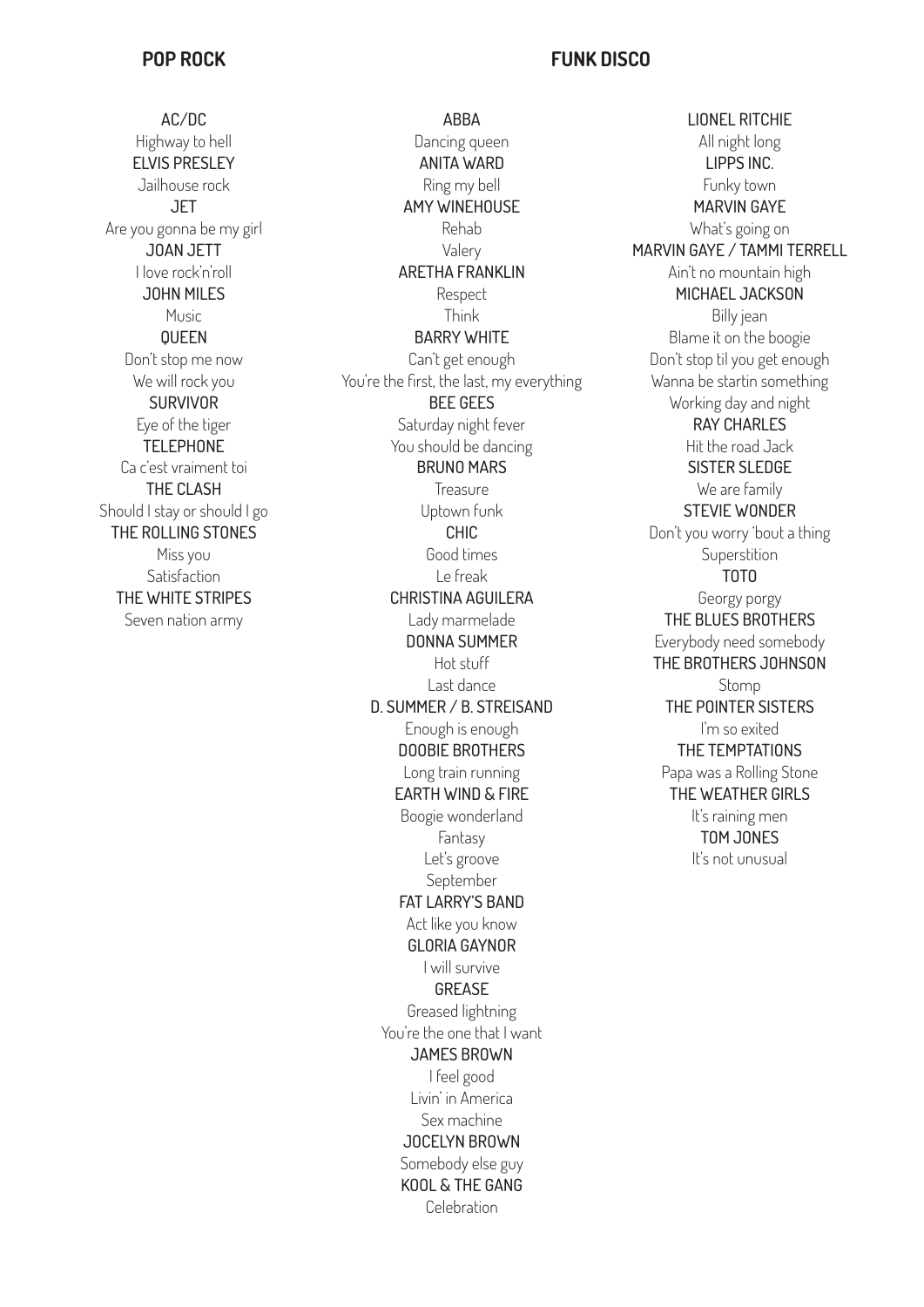## POP ROCK

AC/DC
Highway to hell

ELVIS PRESLEY
Jailhouse rock

JET
Are you gonna be my girl

JOAN JETT
I love rock'n'roll

JOHN MILES
Music

QUEEN
Don't stop me now
We will rock you

SURVIVOR
Eye of the tiger

TELEPHONE
Ca c'est vraiment toi

THE CLASH
Should I stay or should I go

THE ROLLING STONES
Miss you
Satisfaction

THE WHITE STRIPES
Seven nation army

## FUNK DISCO

ABBA
Dancing queen

ANITA WARD
Ring my bell

AMY WINEHOUSE
Rehab
Valery

ARETHA FRANKLIN
Respect
Think

BARRY WHITE
Can't get enough
You're the first, the last, my everything

BEE GEES
Saturday night fever
You should be dancing

BRUNO MARS
Treasure
Uptown funk

CHIC
Good times
Le freak

CHRISTINA AGUILERA
Lady marmelade

DONNA SUMMER
Hot stuff
Last dance

D. SUMMER / B. STREISAND
Enough is enough

DOOBIE BROTHERS
Long train running

EARTH WIND & FIRE
Boogie wonderland
Fantasy
Let's groove
September

FAT LARRY'S BAND
Act like you know

GLORIA GAYNOR
I will survive

GREASE
Greased lightning
You're the one that I want

JAMES BROWN
I feel good
Livin' in America
Sex machine

JOCELYN BROWN
Somebody else guy

KOOL & THE GANG
Celebration

LIONEL RITCHIE
All night long

LIPPS INC.
Funky town

MARVIN GAYE
What's going on

MARVIN GAYE / TAMMI TERRELL
Ain't no mountain high

MICHAEL JACKSON
Billy jean
Blame it on the boogie
Don't stop til you get enough
Wanna be startin something
Working day and night

RAY CHARLES
Hit the road Jack

SISTER SLEDGE
We are family

STEVIE WONDER
Don't you worry 'bout a thing
Superstition

TOTO
Georgy porgy

THE BLUES BROTHERS
Everybody need somebody

THE BROTHERS JOHNSON
Stomp

THE POINTER SISTERS
I'm so exited

THE TEMPTATIONS
Papa was a Rolling Stone

THE WEATHER GIRLS
It's raining men

TOM JONES
It's not unusual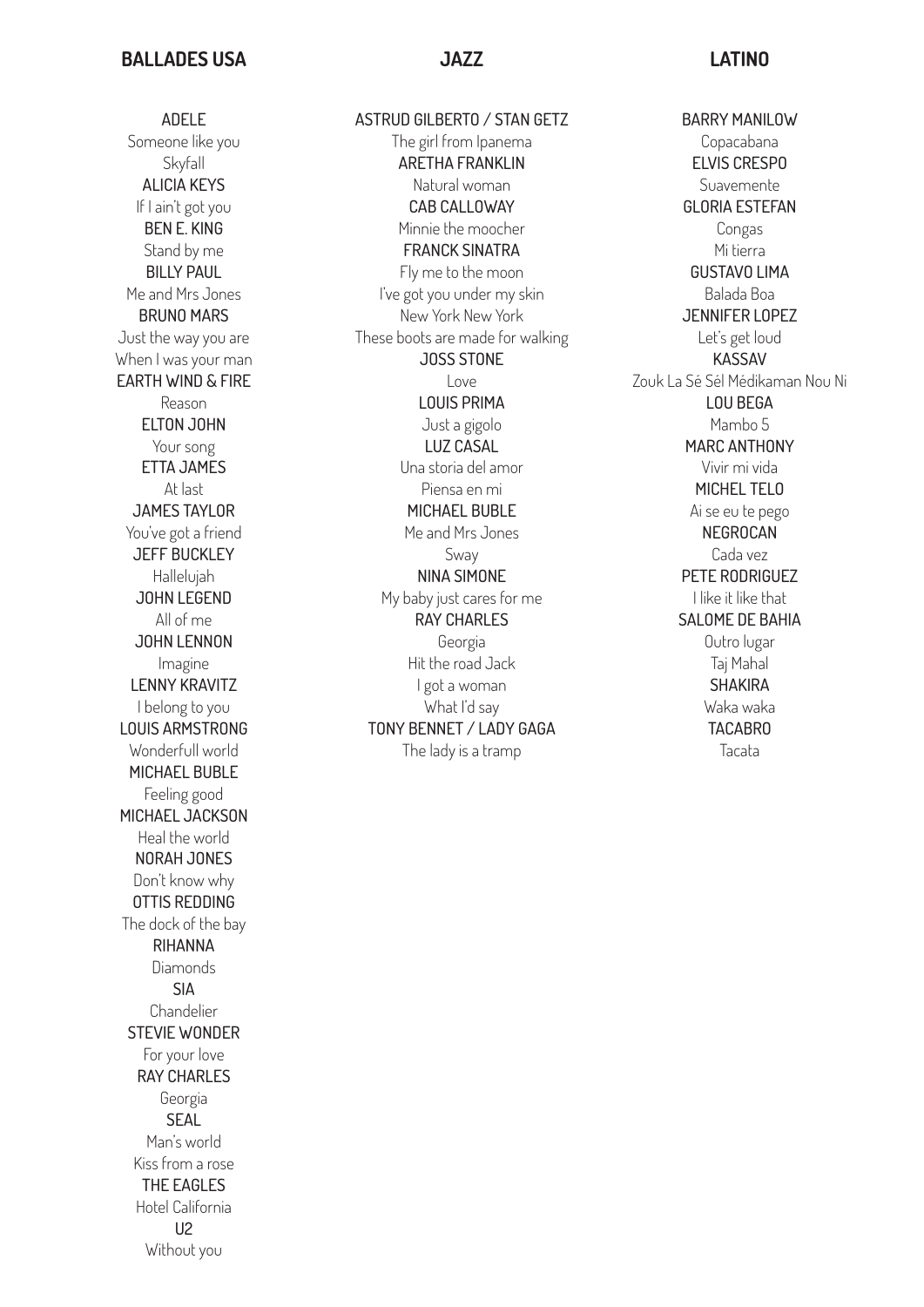## BALLADES USA

**ADELE**
Someone like you
Skyfall

**ALICIA KEYS**
If I ain't got you

**BEN E. KING**
Stand by me

**BILLY PAUL**
Me and Mrs Jones

**BRUNO MARS**
Just the way you are
When I was your man

**EARTH WIND & FIRE**
Reason

**ELTON JOHN**
Your song

**ETTA JAMES**
At last

**JAMES TAYLOR**
You've got a friend

**JEFF BUCKLEY**
Hallelujah

**JOHN LEGEND**
All of me

**JOHN LENNON**
Imagine

**LENNY KRAVITZ**
I belong to you

**LOUIS ARMSTRONG**
Wonderfull world

**MICHAEL BUBLE**
Feeling good

**MICHAEL JACKSON**
Heal the world

**NORAH JONES**
Don't know why

**OTTIS REDDING**
The dock of the bay

**RIHANNA**
Diamonds

**SIA**
Chandelier

**STEVIE WONDER**
For your love

**RAY CHARLES**
Georgia

**SEAL**
Man's world
Kiss from a rose

**THE EAGLES**
Hotel California

**U2**
Without you

## JAZZ

**ASTRUD GILBERTO / STAN GETZ**
The girl from Ipanema

**ARETHA FRANKLIN**
Natural woman

**CAB CALLOWAY**
Minnie the moocher

**FRANCK SINATRA**
Fly me to the moon
I've got you under my skin
New York New York
These boots are made for walking

**JOSS STONE**
Love

**LOUIS PRIMA**
Just a gigolo

**LUZ CASAL**
Una storia del amor
Piensa en mi

**MICHAEL BUBLE**
Me and Mrs Jones
Sway

**NINA SIMONE**
My baby just cares for me

**RAY CHARLES**
Georgia
Hit the road Jack
I got a woman
What I'd say

**TONY BENNET / LADY GAGA**
The lady is a tramp

## LATINO

**BARRY MANILOW**
Copacabana

**ELVIS CRESPO**
Suavemente

**GLORIA ESTEFAN**
Congas
Mi tierra

**GUSTAVO LIMA**
Balada Boa

**JENNIFER LOPEZ**
Let's get loud

**KASSAV**
Zouk La Sé Sél Médikaman Nou Ni

**LOU BEGA**
Mambo 5

**MARC ANTHONY**
Vivir mi vida

**MICHEL TELO**
Ai se eu te pego

**NEGROCAN**
Cada vez

**PETE RODRIGUEZ**
I like it like that

**SALOME DE BAHIA**
Outro lugar
Taj Mahal

**SHAKIRA**
Waka waka

**TACABRO**
Tacata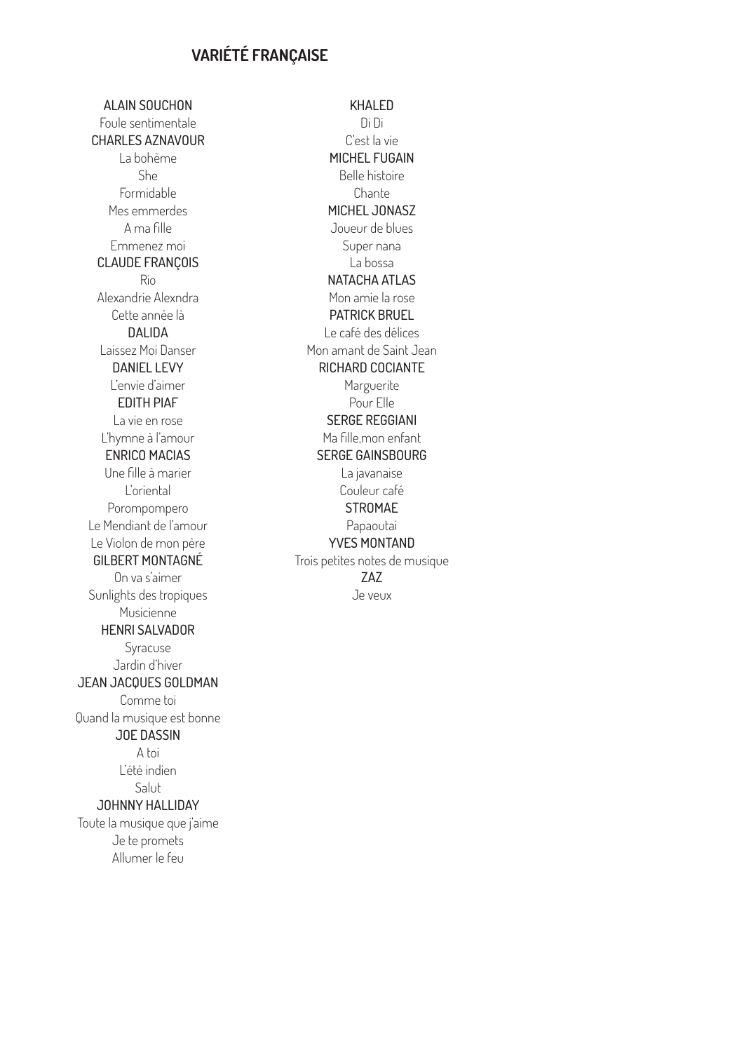# VARIÉTÉ FRANÇAISE

ALAIN SOUCHON

Foule sentimentale

CHARLES AZNAVOUR

La bohème

She

Formidable

Mes emmerdes

A ma fille

Emmenez moi

CLAUDE FRANÇOIS

Rio

Alexandrie Alexndra

Cette année là

DALIDA

Laissez Moi Danser

DANIEL LEVY

L'envie d'aimer

EDITH PIAF

La vie en rose

L'hymne à l'amour

ENRICO MACIAS

Une fille à marier

L'oriental

Porompompero

Le Mendiant de l'amour

Le Violon de mon père

GILBERT MONTAGNÉ

On va s'aimer

Sunlights des tropiques

Musicienne

HENRI SALVADOR

Syracuse

Jardin d'hiver

JEAN JACQUES GOLDMAN

Comme toi

Quand la musique est bonne

JOE DASSIN

A toi

L'été indien

Salut

JOHNNY HALLIDAY

Toute la musique que j'aime

Je te promets

Allumer le feu

KHALED

Di Di

C'est la vie

MICHEL FUGAIN

Belle histoire

Chante

MICHEL JONASZ

Joueur de blues

Super nana

La bossa

NATACHA ATLAS

Mon amie la rose

PATRICK BRUEL

Le café des délices

Mon amant de Saint Jean

RICHARD COCIANTE

Marguerite

Pour Elle

SERGE REGGIANI

Ma fille,mon enfant

SERGE GAINSBOURG

La javanaise

Couleur café

STROMAE

Papaoutai

YVES MONTAND

Trois petites notes de musique

ZAZ

Je veux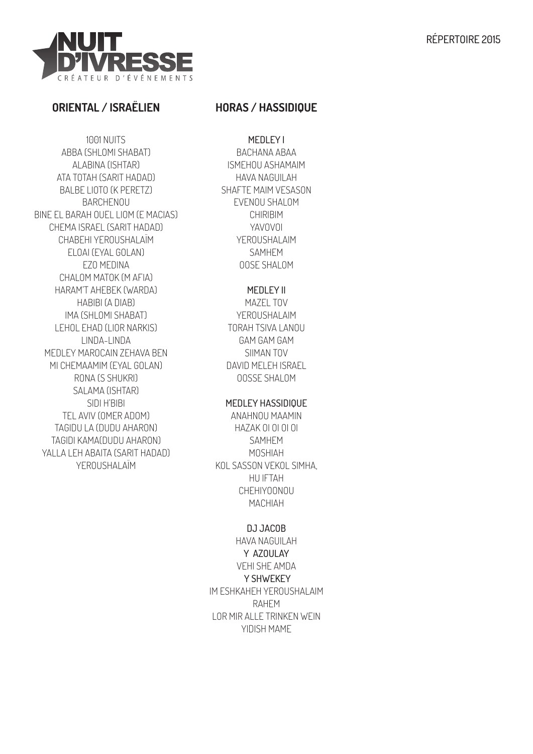**NUIT D'IVRESSE**
CRÉATEUR D'ÉVÉNEMENTS

RÉPERTOIRE 2015

## ORIENTAL / ISRAËLIEN

1001 NUITS
ABBA (SHLOMI SHABAT)
ALABINA (ISHTAR)
ATA TOTAH (SARIT HADAD)
BALBE LIOTO (K PERETZ)
BARCHENOU
BINE EL BARAH OUEL LIOM (E MACIAS)
CHEMA ISRAEL (SARIT HADAD)
CHABEHI YEROUSHALAÏM
ELOAI (EYAL GOLAN)
EZO MEDINA
CHALOM MATOK (M AFIA)
HARAM'T AHEBEK (WARDA)
HABIBI (A DIAB)
IMA (SHLOMI SHABAT)
LEHOL EHAD (LIOR NARKIS)
LINDA-LINDA
MEDLEY MAROCAIN ZEHAVA BEN
MI CHEMAAMIM (EYAL GOLAN)
RONA (S SHUKRI)
SALAMA (ISHTAR)
SIDI H'BIBI
TEL AVIV (OMER ADOM)
TAGIDU LA (DUDU AHARON)
TAGIDI KAMA(DUDU AHARON)
YALLA LEH ABAITA (SARIT HADAD)
YEROUSHALAÏM

## HORAS / HASSIDIQUE

**MEDLEY I**
BACHANA ABAA
ISMEHOU ASHAMAIM
HAVA NAGUILAH
SHAFTE MAIM VESASON
EVENOU SHALOM
CHIRIBIM
YAVOVOI
YEROUSHALAIM
SAMHEM
OOSE SHALOM

**MEDLEY II**
MAZEL TOV
YEROUSHALAIM
TORAH TSIVA LANOU
GAM GAM GAM
SIIMAN TOV
DAVID MELEH ISRAEL
OOSSE SHALOM

**MEDLEY HASSIDIQUE**
ANAHNOU MAAMIN
HAZAK OI OI OI OI
SAMHEM
MOSHIAH
KOL SASSON VEKOL SIMHA,
HU IFTAH
CHEHIYOONOU
MACHIAH

**DJ JACOB**
HAVA NAGUILAH
**Y AZOULAY**
VEHI SHE AMDA
**Y SHWEKEY**
IM ESHKAHEH YEROUSHALAIM
RAHEM
LOR MIR ALLE TRINKEN WEIN
YIDISH MAME